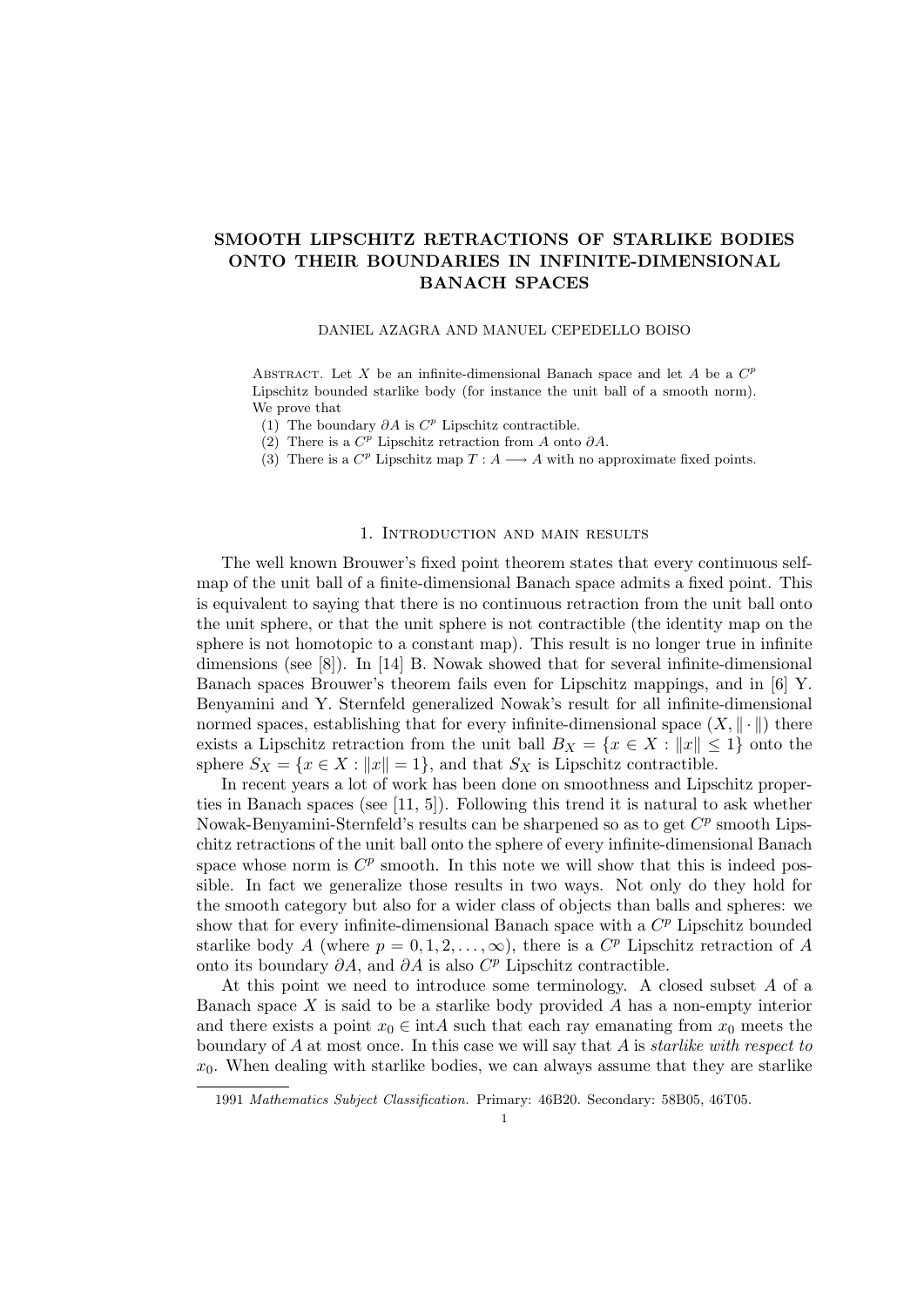# SMOOTH LIPSCHITZ RETRACTIONS OF STARLIKE BODIES ONTO THEIR BOUNDARIES IN INFINITE-DIMENSIONAL BANACH SPACES

DANIEL AZAGRA AND MANUEL CEPEDELLO BOISO

Abstract. Let $X$ be an infinite-dimensional Banach space and let $A$ be a $C^p$ Lipschitz bounded starlike body (for instance the unit ball of a smooth norm). We prove that

1. The boundary $\partial A$ is $C^p$ Lipschitz contractible.
2. There is a $C^p$ Lipschitz retraction from $A$ onto $\partial A$.
3. There is a $C^p$ Lipschitz map $T : A \longrightarrow A$ with no approximate fixed points.

## 1. Introduction and main results

The well known Brouwer's fixed point theorem states that every continuous self-map of the unit ball of a finite-dimensional Banach space admits a fixed point. This is equivalent to saying that there is no continuous retraction from the unit ball onto the unit sphere, or that the unit sphere is not contractible (the identity map on the sphere is not homotopic to a constant map). This result is no longer true in infinite dimensions (see [8]). In [14] B. Nowak showed that for several infinite-dimensional Banach spaces Brouwer's theorem fails even for Lipschitz mappings, and in [6] Y. Benyamini and Y. Sternfeld generalized Nowak's result for all infinite-dimensional normed spaces, establishing that for every infinite-dimensional space $(X, \|\cdot\|)$ there exists a Lipschitz retraction from the unit ball $B_X = \{x \in X : \|x\| \leq 1\}$ onto the sphere $S_X = \{x \in X : \|x\| = 1\}$, and that $S_X$ is Lipschitz contractible.

In recent years a lot of work has been done on smoothness and Lipschitz properties in Banach spaces (see [11, 5]). Following this trend it is natural to ask whether Nowak-Benyamini-Sternfeld's results can be sharpened so as to get $C^p$ smooth Lipschitz retractions of the unit ball onto the sphere of every infinite-dimensional Banach space whose norm is $C^p$ smooth. In this note we will show that this is indeed possible. In fact we generalize those results in two ways. Not only do they hold for the smooth category but also for a wider class of objects than balls and spheres: we show that for every infinite-dimensional Banach space with a $C^p$ Lipschitz bounded starlike body $A$ (where $p = 0, 1, 2, \ldots, \infty$), there is a $C^p$ Lipschitz retraction of $A$ onto its boundary $\partial A$, and $\partial A$ is also $C^p$ Lipschitz contractible.

At this point we need to introduce some terminology. A closed subset $A$ of a Banach space $X$ is said to be a starlike body provided $A$ has a non-empty interior and there exists a point $x_0 \in \text{int}A$ such that each ray emanating from $x_0$ meets the boundary of $A$ at most once. In this case we will say that $A$ is *starlike with respect to* $x_0$. When dealing with starlike bodies, we can always assume that they are starlike

1991 *Mathematics Subject Classification.* Primary: 46B20. Secondary: 58B05, 46T05.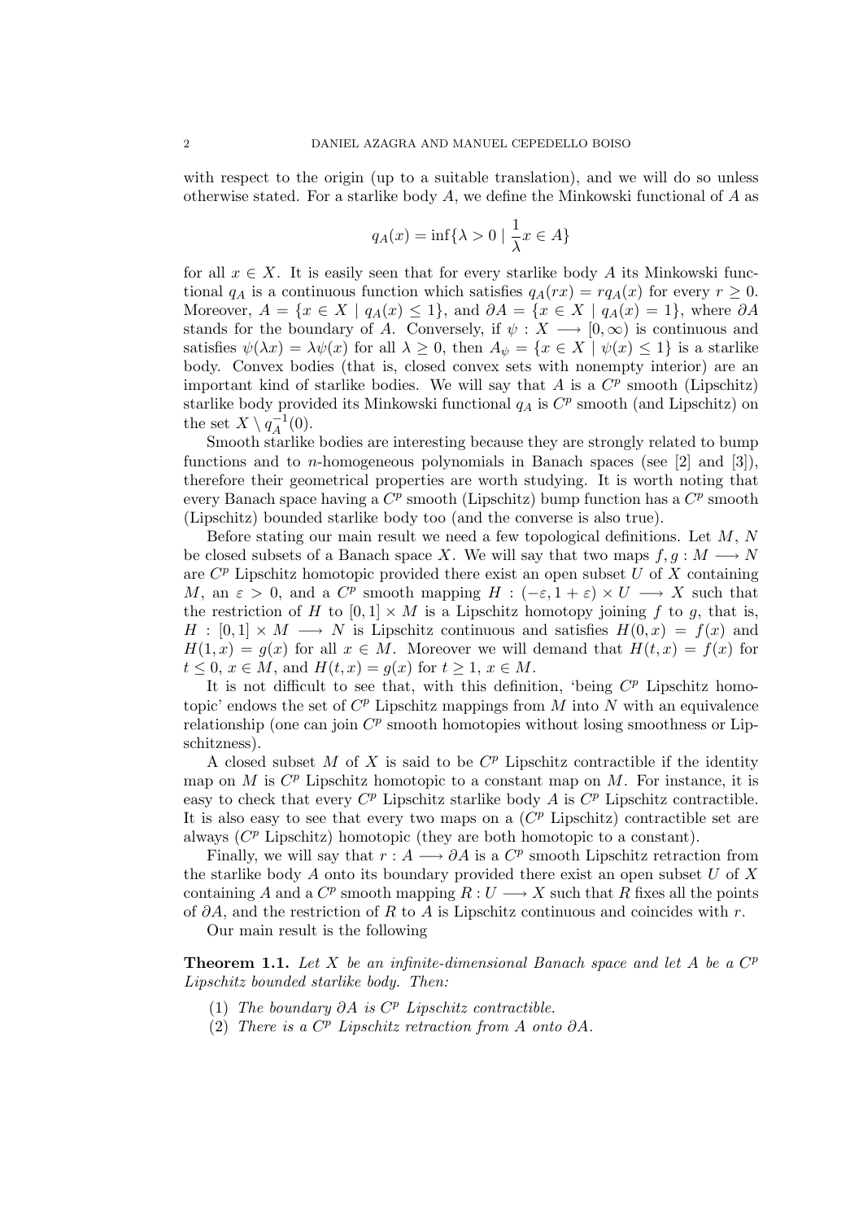with respect to the origin (up to a suitable translation), and we will do so unless otherwise stated. For a starlike body $A$, we define the Minkowski functional of $A$ as

$$q_A(x) = \inf\{\lambda > 0 \mid \frac{1}{\lambda}x \in A\}$$

for all $x \in X$. It is easily seen that for every starlike body $A$ its Minkowski functional $q_A$ is a continuous function which satisfies $q_A(rx) = rq_A(x)$ for every $r \geq 0$. Moreover, $A = \{x \in X \mid q_A(x) \leq 1\}$, and $\partial A = \{x \in X \mid q_A(x) = 1\}$, where $\partial A$ stands for the boundary of $A$. Conversely, if $\psi : X \longrightarrow [0, \infty)$ is continuous and satisfies $\psi(\lambda x) = \lambda \psi(x)$ for all $\lambda \geq 0$, then $A_\psi = \{x \in X \mid \psi(x) \leq 1\}$ is a starlike body. Convex bodies (that is, closed convex sets with nonempty interior) are an important kind of starlike bodies. We will say that $A$ is a $C^p$ smooth (Lipschitz) starlike body provided its Minkowski functional $q_A$ is $C^p$ smooth (and Lipschitz) on the set $X \setminus q_A^{-1}(0)$.

Smooth starlike bodies are interesting because they are strongly related to bump functions and to $n$-homogeneous polynomials in Banach spaces (see [2] and [3]), therefore their geometrical properties are worth studying. It is worth noting that every Banach space having a $C^p$ smooth (Lipschitz) bump function has a $C^p$ smooth (Lipschitz) bounded starlike body too (and the converse is also true).

Before stating our main result we need a few topological definitions. Let $M$, $N$ be closed subsets of a Banach space $X$. We will say that two maps $f, g : M \longrightarrow N$ are $C^p$ Lipschitz homotopic provided there exist an open subset $U$ of $X$ containing $M$, an $\varepsilon > 0$, and a $C^p$ smooth mapping $H : (-\varepsilon, 1 + \varepsilon) \times U \longrightarrow X$ such that the restriction of $H$ to $[0, 1] \times M$ is a Lipschitz homotopy joining $f$ to $g$, that is, $H : [0, 1] \times M \longrightarrow N$ is Lipschitz continuous and satisfies $H(0, x) = f(x)$ and $H(1, x) = g(x)$ for all $x \in M$. Moreover we will demand that $H(t, x) = f(x)$ for $t \leq 0$, $x \in M$, and $H(t, x) = g(x)$ for $t \geq 1$, $x \in M$.

It is not difficult to see that, with this definition, 'being $C^p$ Lipschitz homotopic' endows the set of $C^p$ Lipschitz mappings from $M$ into $N$ with an equivalence relationship (one can join $C^p$ smooth homotopies without losing smoothness or Lipschitzness).

A closed subset $M$ of $X$ is said to be $C^p$ Lipschitz contractible if the identity map on $M$ is $C^p$ Lipschitz homotopic to a constant map on $M$. For instance, it is easy to check that every $C^p$ Lipschitz starlike body $A$ is $C^p$ Lipschitz contractible. It is also easy to see that every two maps on a ($C^p$ Lipschitz) contractible set are always ($C^p$ Lipschitz) homotopic (they are both homotopic to a constant).

Finally, we will say that $r : A \longrightarrow \partial A$ is a $C^p$ smooth Lipschitz retraction from the starlike body $A$ onto its boundary provided there exist an open subset $U$ of $X$ containing $A$ and a $C^p$ smooth mapping $R : U \longrightarrow X$ such that $R$ fixes all the points of $\partial A$, and the restriction of $R$ to $A$ is Lipschitz continuous and coincides with $r$.

Our main result is the following

**Theorem 1.1.** *Let $X$ be an infinite-dimensional Banach space and let $A$ be a $C^p$ Lipschitz bounded starlike body. Then:*

1. *The boundary $\partial A$ is $C^p$ Lipschitz contractible.*
2. *There is a $C^p$ Lipschitz retraction from $A$ onto $\partial A$.*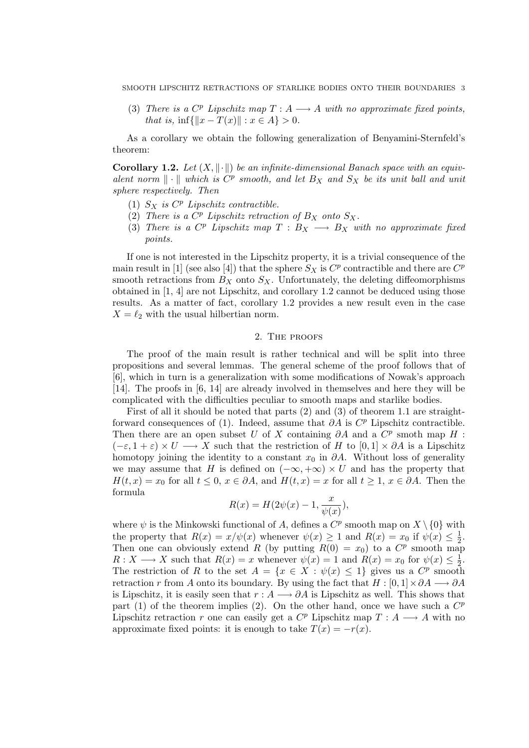(3) *There is a $C^p$ Lipschitz map $T : A \longrightarrow A$ with no approximate fixed points, that is,* $\inf\{\|x - T(x)\| : x \in A\} > 0$.

As a corollary we obtain the following generalization of Benyamini-Sternfeld's theorem:

**Corollary 1.2.** *Let $(X, \|\cdot\|)$ be an infinite-dimensional Banach space with an equivalent norm $\|\cdot\|$ which is $C^p$ smooth, and let $B_X$ and $S_X$ be its unit ball and unit sphere respectively. Then*

1. *$S_X$ is $C^p$ Lipschitz contractible.*
2. *There is a $C^p$ Lipschitz retraction of $B_X$ onto $S_X$.*
3. *There is a $C^p$ Lipschitz map $T : B_X \longrightarrow B_X$ with no approximate fixed points.*

If one is not interested in the Lipschitz property, it is a trivial consequence of the main result in [1] (see also [4]) that the sphere $S_X$ is $C^p$ contractible and there are $C^p$ smooth retractions from $B_X$ onto $S_X$. Unfortunately, the deleting diffeomorphisms obtained in [1, 4] are not Lipschitz, and corollary 1.2 cannot be deduced using those results. As a matter of fact, corollary 1.2 provides a new result even in the case $X = \ell_2$ with the usual hilbertian norm.

## 2. The proofs

The proof of the main result is rather technical and will be split into three propositions and several lemmas. The general scheme of the proof follows that of [6], which in turn is a generalization with some modifications of Nowak's approach [14]. The proofs in [6, 14] are already involved in themselves and here they will be complicated with the difficulties peculiar to smooth maps and starlike bodies.

First of all it should be noted that parts (2) and (3) of theorem 1.1 are straightforward consequences of (1). Indeed, assume that $\partial A$ is $C^p$ Lipschitz contractible. Then there are an open subset $U$ of $X$ containing $\partial A$ and a $C^p$ smoth map $H : (-\varepsilon, 1+\varepsilon) \times U \longrightarrow X$ such that the restriction of $H$ to $[0,1] \times \partial A$ is a Lipschitz homotopy joining the identity to a constant $x_0$ in $\partial A$. Without loss of generality we may assume that $H$ is defined on $(-\infty, +\infty) \times U$ and has the property that $H(t,x) = x_0$ for all $t \leq 0$, $x \in \partial A$, and $H(t,x) = x$ for all $t \geq 1$, $x \in \partial A$. Then the formula

$$R(x) = H(2\psi(x) - 1, \frac{x}{\psi(x)}),$$

where $\psi$ is the Minkowski functional of $A$, defines a $C^p$ smooth map on $X \setminus \{0\}$ with the property that $R(x) = x/\psi(x)$ whenever $\psi(x) \geq 1$ and $R(x) = x_0$ if $\psi(x) \leq \frac{1}{2}$. Then one can obviously extend $R$ (by putting $R(0) = x_0$) to a $C^p$ smooth map $R : X \longrightarrow X$ such that $R(x) = x$ whenever $\psi(x) = 1$ and $R(x) = x_0$ for $\psi(x) \leq \frac{1}{2}$. The restriction of $R$ to the set $A = \{x \in X : \psi(x) \leq 1\}$ gives us a $C^p$ smooth retraction $r$ from $A$ onto its boundary. By using the fact that $H : [0,1] \times \partial A \longrightarrow \partial A$ is Lipschitz, it is easily seen that $r : A \longrightarrow \partial A$ is Lipschitz as well. This shows that part (1) of the theorem implies (2). On the other hand, once we have such a $C^p$ Lipschitz retraction $r$ one can easily get a $C^p$ Lipschitz map $T : A \longrightarrow A$ with no approximate fixed points: it is enough to take $T(x) = -r(x)$.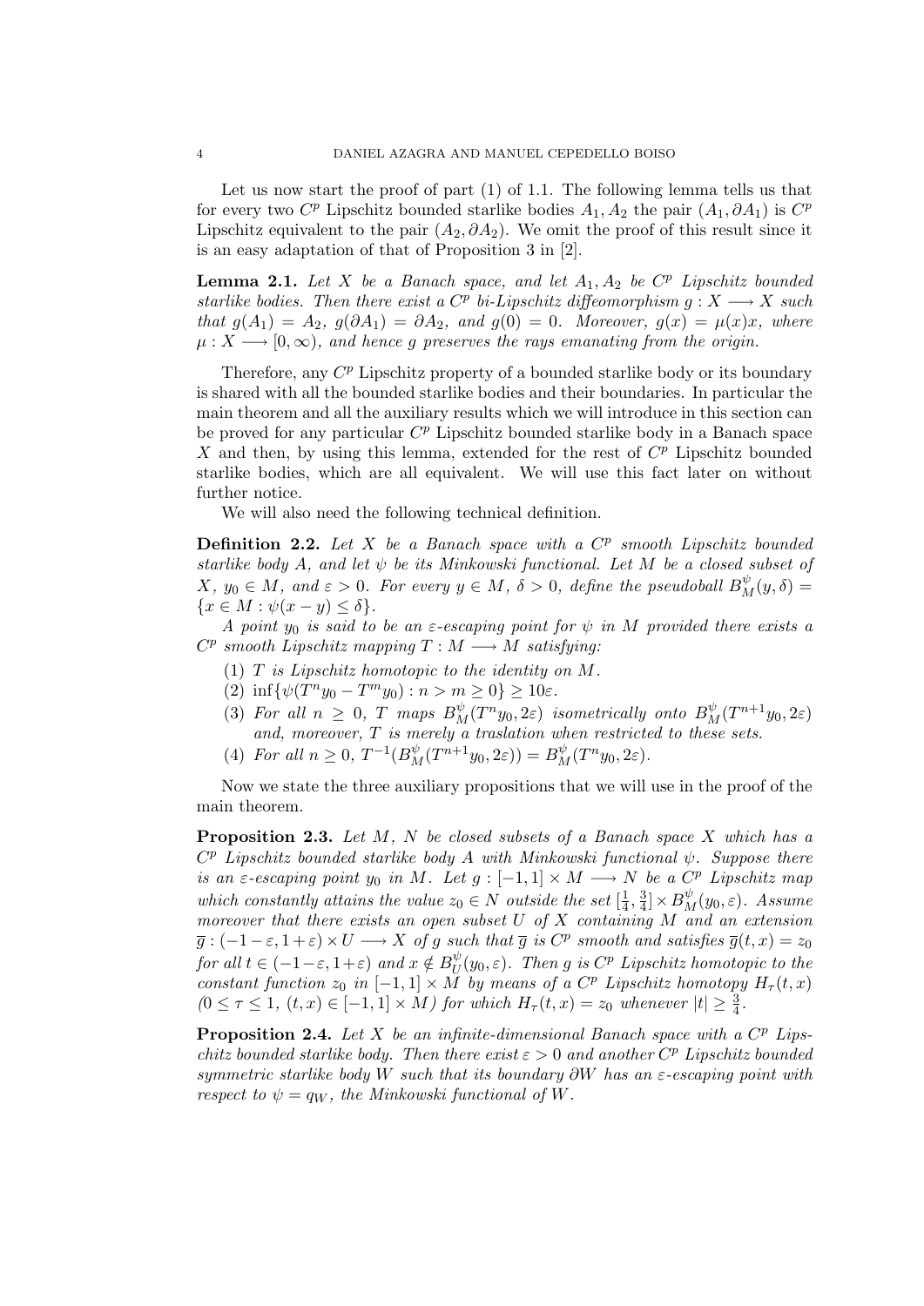Let us now start the proof of part (1) of 1.1. The following lemma tells us that for every two $C^p$ Lipschitz bounded starlike bodies $A_1, A_2$ the pair $(A_1, \partial A_1)$ is $C^p$ Lipschitz equivalent to the pair $(A_2, \partial A_2)$. We omit the proof of this result since it is an easy adaptation of that of Proposition 3 in [2].

**Lemma 2.1.** *Let $X$ be a Banach space, and let $A_1, A_2$ be $C^p$ Lipschitz bounded starlike bodies. Then there exist a $C^p$ bi-Lipschitz diffeomorphism $g : X \longrightarrow X$ such that $g(A_1) = A_2$, $g(\partial A_1) = \partial A_2$, and $g(0) = 0$. Moreover, $g(x) = \mu(x)x$, where $\mu : X \longrightarrow [0, \infty)$, and hence $g$ preserves the rays emanating from the origin.*

Therefore, any $C^p$ Lipschitz property of a bounded starlike body or its boundary is shared with all the bounded starlike bodies and their boundaries. In particular the main theorem and all the auxiliary results which we will introduce in this section can be proved for any particular $C^p$ Lipschitz bounded starlike body in a Banach space $X$ and then, by using this lemma, extended for the rest of $C^p$ Lipschitz bounded starlike bodies, which are all equivalent. We will use this fact later on without further notice.

We will also need the following technical definition.

**Definition 2.2.** *Let $X$ be a Banach space with a $C^p$ smooth Lipschitz bounded starlike body $A$, and let $\psi$ be its Minkowski functional. Let $M$ be a closed subset of $X$, $y_0 \in M$, and $\varepsilon > 0$. For every $y \in M$, $\delta > 0$, define the pseudoball $B_M^{\psi}(y, \delta) = \{x \in M : \psi(x - y) \leq \delta\}$.*

*A point $y_0$ is said to be an $\varepsilon$-escaping point for $\psi$ in $M$ provided there exists a $C^p$ smooth Lipschitz mapping $T : M \longrightarrow M$ satisfying:*

1. *$T$ is Lipschitz homotopic to the identity on $M$.*
2. *$\inf\{\psi(T^n y_0 - T^m y_0) : n > m \geq 0\} \geq 10\varepsilon$.*
3. *For all $n \geq 0$, $T$ maps $B_M^{\psi}(T^n y_0, 2\varepsilon)$ isometrically onto $B_M^{\psi}(T^{n+1} y_0, 2\varepsilon)$ and, moreover, $T$ is merely a traslation when restricted to these sets.*
4. *For all $n \geq 0$, $T^{-1}(B_M^{\psi}(T^{n+1} y_0, 2\varepsilon)) = B_M^{\psi}(T^n y_0, 2\varepsilon)$.*

Now we state the three auxiliary propositions that we will use in the proof of the main theorem.

**Proposition 2.3.** *Let $M$, $N$ be closed subsets of a Banach space $X$ which has a $C^p$ Lipschitz bounded starlike body $A$ with Minkowski functional $\psi$. Suppose there is an $\varepsilon$-escaping point $y_0$ in $M$. Let $g : [-1, 1] \times M \longrightarrow N$ be a $C^p$ Lipschitz map which constantly attains the value $z_0 \in N$ outside the set $[\frac{1}{4}, \frac{3}{4}] \times B_M^{\psi}(y_0, \varepsilon)$. Assume moreover that there exists an open subset $U$ of $X$ containing $M$ and an extension $\overline{g} : (-1-\varepsilon, 1+\varepsilon) \times U \longrightarrow X$ of $g$ such that $\overline{g}$ is $C^p$ smooth and satisfies $\overline{g}(t, x) = z_0$ for all $t \in (-1-\varepsilon, 1+\varepsilon)$ and $x \notin B_U^{\psi}(y_0, \varepsilon)$. Then $g$ is $C^p$ Lipschitz homotopic to the constant function $z_0$ in $[-1, 1] \times M$ by means of a $C^p$ Lipschitz homotopy $H_\tau(t, x)$ $(0 \leq \tau \leq 1$, $(t, x) \in [-1, 1] \times M)$ for which $H_\tau(t, x) = z_0$ whenever $|t| \geq \frac{3}{4}$.*

**Proposition 2.4.** *Let $X$ be an infinite-dimensional Banach space with a $C^p$ Lipschitz bounded starlike body. Then there exist $\varepsilon > 0$ and another $C^p$ Lipschitz bounded symmetric starlike body $W$ such that its boundary $\partial W$ has an $\varepsilon$-escaping point with respect to $\psi = q_W$, the Minkowski functional of $W$.*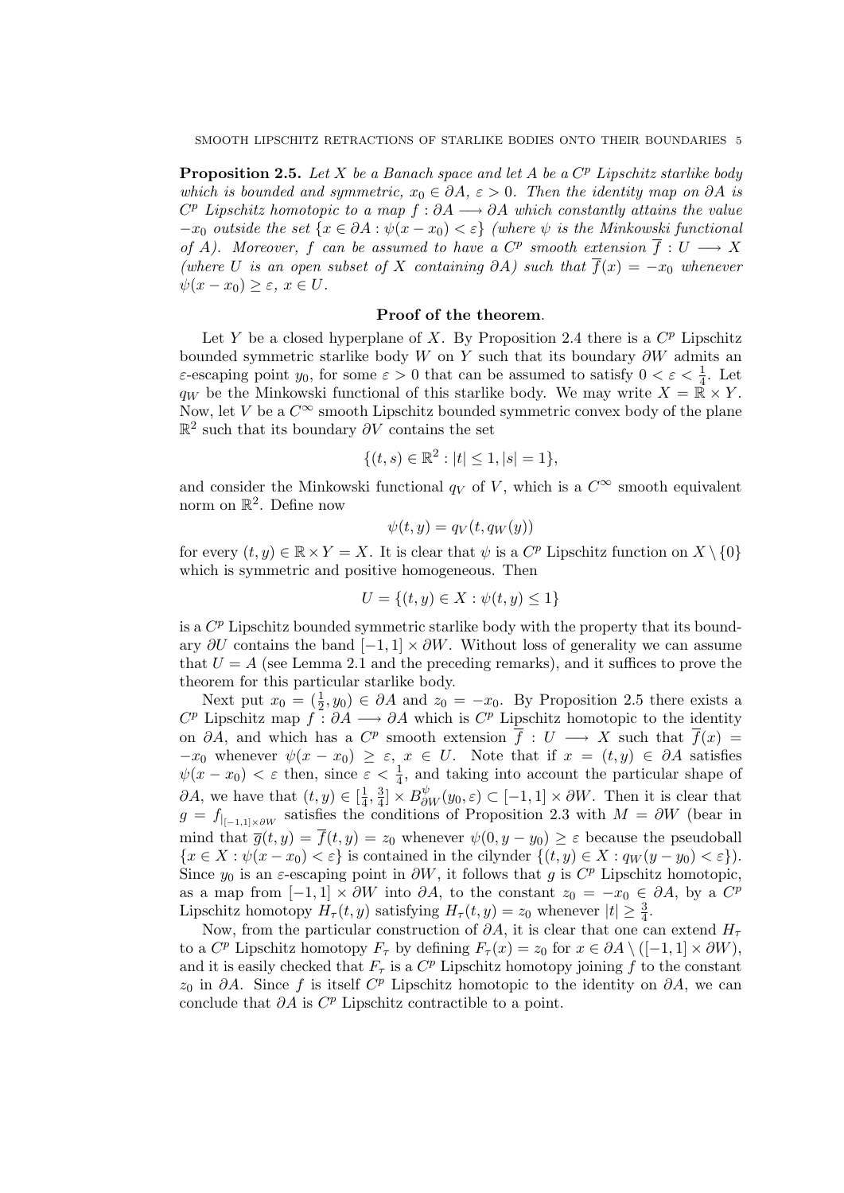**Proposition 2.5.** *Let $X$ be a Banach space and let $A$ be a $C^p$ Lipschitz starlike body which is bounded and symmetric, $x_0 \in \partial A$, $\varepsilon > 0$. Then the identity map on $\partial A$ is $C^p$ Lipschitz homotopic to a map $f : \partial A \longrightarrow \partial A$ which constantly attains the value $-x_0$ outside the set $\{x \in \partial A : \psi(x - x_0) < \varepsilon\}$ (where $\psi$ is the Minkowski functional of $A$). Moreover, $f$ can be assumed to have a $C^p$ smooth extension $\overline{f} : U \longrightarrow X$ (where $U$ is an open subset of $X$ containing $\partial A$) such that $\overline{f}(x) = -x_0$ whenever $\psi(x - x_0) \geq \varepsilon$, $x \in U$.*

**Proof of the theorem**.

Let $Y$ be a closed hyperplane of $X$. By Proposition 2.4 there is a $C^p$ Lipschitz bounded symmetric starlike body $W$ on $Y$ such that its boundary $\partial W$ admits an $\varepsilon$-escaping point $y_0$, for some $\varepsilon > 0$ that can be assumed to satisfy $0 < \varepsilon < \frac{1}{4}$. Let $q_W$ be the Minkowski functional of this starlike body. We may write $X = \mathbb{R} \times Y$. Now, let $V$ be a $C^\infty$ smooth Lipschitz bounded symmetric convex body of the plane $\mathbb{R}^2$ such that its boundary $\partial V$ contains the set

$$\{(t, s) \in \mathbb{R}^2 : |t| \leq 1, |s| = 1\},$$

and consider the Minkowski functional $q_V$ of $V$, which is a $C^\infty$ smooth equivalent norm on $\mathbb{R}^2$. Define now

$$\psi(t, y) = q_V(t, q_W(y))$$

for every $(t, y) \in \mathbb{R} \times Y = X$. It is clear that $\psi$ is a $C^p$ Lipschitz function on $X \setminus \{0\}$ which is symmetric and positive homogeneous. Then

$$U = \{(t, y) \in X : \psi(t, y) \leq 1\}$$

is a $C^p$ Lipschitz bounded symmetric starlike body with the property that its boundary $\partial U$ contains the band $[-1, 1] \times \partial W$. Without loss of generality we can assume that $U = A$ (see Lemma 2.1 and the preceding remarks), and it suffices to prove the theorem for this particular starlike body.

Next put $x_0 = (\frac{1}{2}, y_0) \in \partial A$ and $z_0 = -x_0$. By Proposition 2.5 there exists a $C^p$ Lipschitz map $f : \partial A \longrightarrow \partial A$ which is $C^p$ Lipschitz homotopic to the identity on $\partial A$, and which has a $C^p$ smooth extension $\overline{f} : U \longrightarrow X$ such that $\overline{f}(x) = -x_0$ whenever $\psi(x - x_0) \geq \varepsilon$, $x \in U$. Note that if $x = (t, y) \in \partial A$ satisfies $\psi(x - x_0) < \varepsilon$ then, since $\varepsilon < \frac{1}{4}$, and taking into account the particular shape of $\partial A$, we have that $(t, y) \in [\frac{1}{4}, \frac{3}{4}] \times B^{\psi}_{\partial W}(y_0, \varepsilon) \subset [-1, 1] \times \partial W$. Then it is clear that $g = f_{|_{[-1,1]\times\partial W}}$ satisfies the conditions of Proposition 2.3 with $M = \partial W$ (bear in mind that $\overline{g}(t, y) = \overline{f}(t, y) = z_0$ whenever $\psi(0, y - y_0) \geq \varepsilon$ because the pseudoball $\{x \in X : \psi(x - x_0) < \varepsilon\}$ is contained in the cilynder $\{(t, y) \in X : q_W(y - y_0) < \varepsilon\}$). Since $y_0$ is an $\varepsilon$-escaping point in $\partial W$, it follows that $g$ is $C^p$ Lipschitz homotopic, as a map from $[-1, 1] \times \partial W$ into $\partial A$, to the constant $z_0 = -x_0 \in \partial A$, by a $C^p$ Lipschitz homotopy $H_\tau(t, y)$ satisfying $H_\tau(t, y) = z_0$ whenever $|t| \geq \frac{3}{4}$.

Now, from the particular construction of $\partial A$, it is clear that one can extend $H_\tau$ to a $C^p$ Lipschitz homotopy $F_\tau$ by defining $F_\tau(x) = z_0$ for $x \in \partial A \setminus ([-1, 1] \times \partial W)$, and it is easily checked that $F_\tau$ is a $C^p$ Lipschitz homotopy joining $f$ to the constant $z_0$ in $\partial A$. Since $f$ is itself $C^p$ Lipschitz homotopic to the identity on $\partial A$, we can conclude that $\partial A$ is $C^p$ Lipschitz contractible to a point.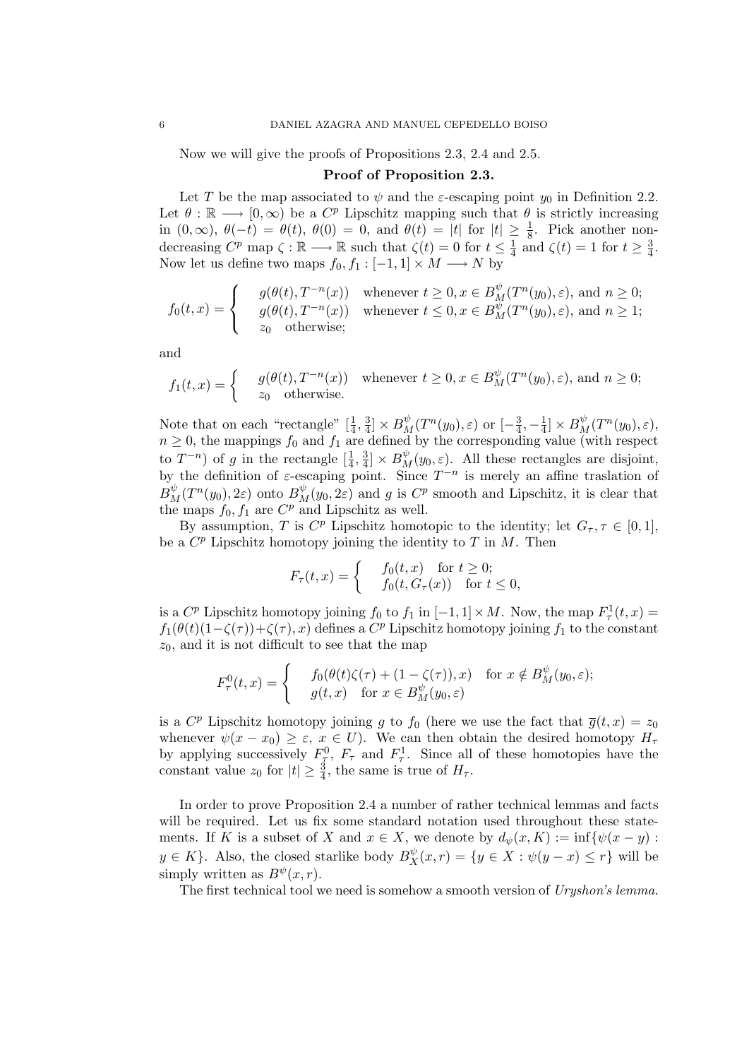Now we will give the proofs of Propositions 2.3, 2.4 and 2.5.

**Proof of Proposition 2.3.**

Let $T$ be the map associated to $\psi$ and the $\varepsilon$-escaping point $y_0$ in Definition 2.2. Let $\theta : \mathbb{R} \longrightarrow [0, \infty)$ be a $C^p$ Lipschitz mapping such that $\theta$ is strictly increasing in $(0, \infty)$, $\theta(-t) = \theta(t)$, $\theta(0) = 0$, and $\theta(t) = |t|$ for $|t| \geq \frac{1}{8}$. Pick another non-decreasing $C^p$ map $\zeta : \mathbb{R} \longrightarrow \mathbb{R}$ such that $\zeta(t) = 0$ for $t \leq \frac{1}{4}$ and $\zeta(t) = 1$ for $t \geq \frac{3}{4}$. Now let us define two maps $f_0, f_1 : [-1, 1] \times M \longrightarrow N$ by

$$f_0(t,x) = \begin{cases} g(\theta(t), T^{-n}(x)) & \text{whenever } t \geq 0, x \in B_M^\psi(T^n(y_0), \varepsilon), \text{ and } n \geq 0; \\ g(\theta(t), T^{-n}(x)) & \text{whenever } t \leq 0, x \in B_M^\psi(T^n(y_0), \varepsilon), \text{ and } n \geq 1; \\ z_0 & \text{otherwise;} \end{cases}$$

and

$$f_1(t,x) = \begin{cases} g(\theta(t), T^{-n}(x)) & \text{whenever } t \geq 0, x \in B_M^\psi(T^n(y_0), \varepsilon), \text{ and } n \geq 0; \\ z_0 & \text{otherwise.} \end{cases}$$

Note that on each "rectangle" $[\frac{1}{4}, \frac{3}{4}] \times B_M^\psi(T^n(y_0), \varepsilon)$ or $[-\frac{3}{4}, -\frac{1}{4}] \times B_M^\psi(T^n(y_0), \varepsilon)$, $n \geq 0$, the mappings $f_0$ and $f_1$ are defined by the corresponding value (with respect to $T^{-n}$) of $g$ in the rectangle $[\frac{1}{4}, \frac{3}{4}] \times B_M^\psi(y_0, \varepsilon)$. All these rectangles are disjoint, by the definition of $\varepsilon$-escaping point. Since $T^{-n}$ is merely an affine traslation of $B_M^\psi(T^n(y_0), 2\varepsilon)$ onto $B_M^\psi(y_0, 2\varepsilon)$ and $g$ is $C^p$ smooth and Lipschitz, it is clear that the maps $f_0, f_1$ are $C^p$ and Lipschitz as well.

By assumption, $T$ is $C^p$ Lipschitz homotopic to the identity; let $G_\tau, \tau \in [0, 1]$, be a $C^p$ Lipschitz homotopy joining the identity to $T$ in $M$. Then

$$F_\tau(t,x) = \begin{cases} f_0(t,x) & \text{for } t \geq 0; \\ f_0(t, G_\tau(x)) & \text{for } t \leq 0, \end{cases}$$

is a $C^p$ Lipschitz homotopy joining $f_0$ to $f_1$ in $[-1, 1] \times M$. Now, the map $F_\tau^1(t,x) = f_1(\theta(t)(1-\zeta(\tau)) + \zeta(\tau), x)$ defines a $C^p$ Lipschitz homotopy joining $f_1$ to the constant $z_0$, and it is not difficult to see that the map

$$F_\tau^0(t,x) = \begin{cases} f_0(\theta(t)\zeta(\tau) + (1-\zeta(\tau)), x) & \text{for } x \notin B_M^\psi(y_0, \varepsilon); \\ g(t,x) & \text{for } x \in B_M^\psi(y_0, \varepsilon) \end{cases}$$

is a $C^p$ Lipschitz homotopy joining $g$ to $f_0$ (here we use the fact that $\overline{g}(t,x) = z_0$ whenever $\psi(x - x_0) \geq \varepsilon$, $x \in U$). We can then obtain the desired homotopy $H_\tau$ by applying successively $F_\tau^0$, $F_\tau$ and $F_\tau^1$. Since all of these homotopies have the constant value $z_0$ for $|t| \geq \frac{3}{4}$, the same is true of $H_\tau$.

In order to prove Proposition 2.4 a number of rather technical lemmas and facts will be required. Let us fix some standard notation used throughout these statements. If $K$ is a subset of $X$ and $x \in X$, we denote by $d_\psi(x, K) := \inf\{\psi(x - y) : y \in K\}$. Also, the closed starlike body $B_X^\psi(x, r) = \{y \in X : \psi(y - x) \leq r\}$ will be simply written as $B^\psi(x, r)$.

The first technical tool we need is somehow a smooth version of *Uryshon's lemma*.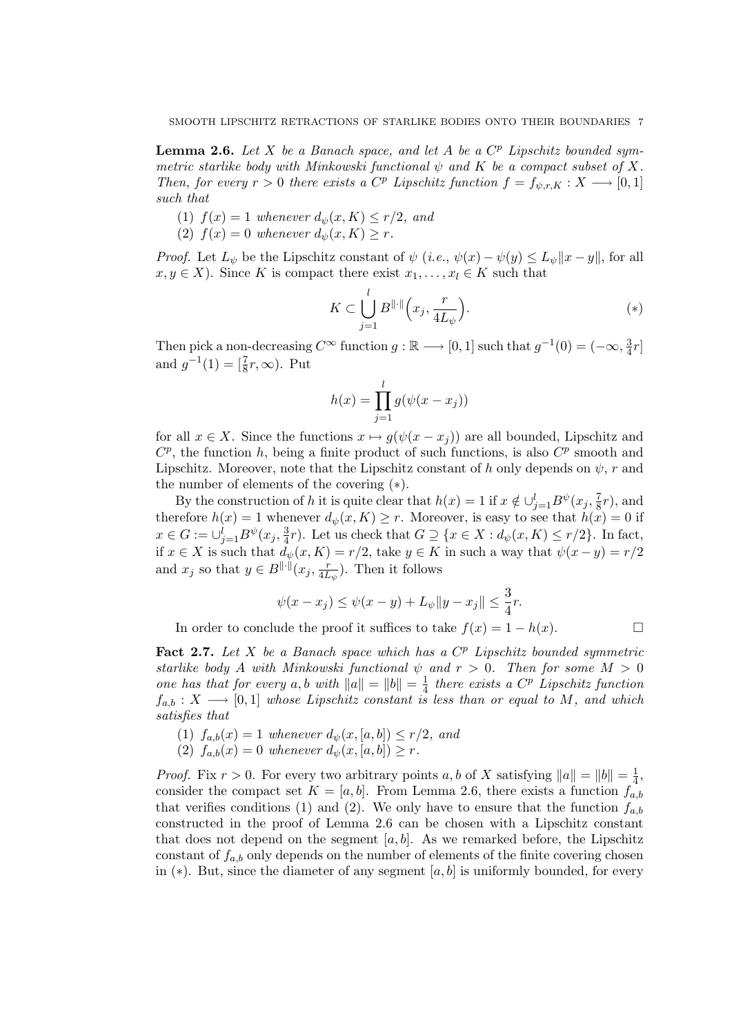**Lemma 2.6.** *Let $X$ be a Banach space, and let $A$ be a $C^p$ Lipschitz bounded symmetric starlike body with Minkowski functional $\psi$ and $K$ be a compact subset of $X$. Then, for every $r > 0$ there exists a $C^p$ Lipschitz function $f = f_{\psi,r,K} : X \longrightarrow [0,1]$ such that*

1. *$f(x) = 1$ whenever $d_\psi(x, K) \leq r/2$, and*
2. *$f(x) = 0$ whenever $d_\psi(x, K) \geq r$.*

*Proof.* Let $L_\psi$ be the Lipschitz constant of $\psi$ (*i.e.*, $\psi(x) - \psi(y) \leq L_\psi \|x - y\|$, for all $x, y \in X$). Since $K$ is compact there exist $x_1, \ldots, x_l \in K$ such that

$$K \subset \bigcup_{j=1}^{l} B^{\|\cdot\|}\Big(x_j, \frac{r}{4L_\psi}\Big). \qquad (*)$$

Then pick a non-decreasing $C^\infty$ function $g : \mathbb{R} \longrightarrow [0,1]$ such that $g^{-1}(0) = (-\infty, \frac{3}{4}r]$ and $g^{-1}(1) = [\frac{7}{8}r, \infty)$. Put

$$h(x) = \prod_{j=1}^{l} g(\psi(x - x_j))$$

for all $x \in X$. Since the functions $x \mapsto g(\psi(x - x_j))$ are all bounded, Lipschitz and $C^p$, the function $h$, being a finite product of such functions, is also $C^p$ smooth and Lipschitz. Moreover, note that the Lipschitz constant of $h$ only depends on $\psi$, $r$ and the number of elements of the covering $(*)$.

By the construction of $h$ it is quite clear that $h(x) = 1$ if $x \notin \cup_{j=1}^{l} B^\psi(x_j, \frac{7}{8}r)$, and therefore $h(x) = 1$ whenever $d_\psi(x, K) \geq r$. Moreover, is easy to see that $h(x) = 0$ if $x \in G := \cup_{j=1}^{l} B^\psi(x_j, \frac{3}{4}r)$. Let us check that $G \supseteq \{x \in X : d_\psi(x, K) \leq r/2\}$. In fact, if $x \in X$ is such that $d_\psi(x, K) = r/2$, take $y \in K$ in such a way that $\psi(x - y) = r/2$ and $x_j$ so that $y \in B^{\|\cdot\|}(x_j, \frac{r}{4L_\psi})$. Then it follows

$$\psi(x - x_j) \leq \psi(x - y) + L_\psi \|y - x_j\| \leq \frac{3}{4}r.$$

In order to conclude the proof it suffices to take $f(x) = 1 - h(x)$. $\square$

**Fact 2.7.** *Let $X$ be a Banach space which has a $C^p$ Lipschitz bounded symmetric starlike body $A$ with Minkowski functional $\psi$ and $r > 0$. Then for some $M > 0$ one has that for every $a, b$ with $\|a\| = \|b\| = \frac{1}{4}$ there exists a $C^p$ Lipschitz function $f_{a,b} : X \longrightarrow [0,1]$ whose Lipschitz constant is less than or equal to $M$, and which satisfies that*

1. *$f_{a,b}(x) = 1$ whenever $d_\psi(x, [a,b]) \leq r/2$, and*
2. *$f_{a,b}(x) = 0$ whenever $d_\psi(x, [a,b]) \geq r$.*

*Proof.* Fix $r > 0$. For every two arbitrary points $a, b$ of $X$ satisfying $\|a\| = \|b\| = \frac{1}{4}$, consider the compact set $K = [a,b]$. From Lemma 2.6, there exists a function $f_{a,b}$ that verifies conditions (1) and (2). We only have to ensure that the function $f_{a,b}$ constructed in the proof of Lemma 2.6 can be chosen with a Lipschitz constant that does not depend on the segment $[a,b]$. As we remarked before, the Lipschitz constant of $f_{a,b}$ only depends on the number of elements of the finite covering chosen in $(*)$. But, since the diameter of any segment $[a,b]$ is uniformly bounded, for every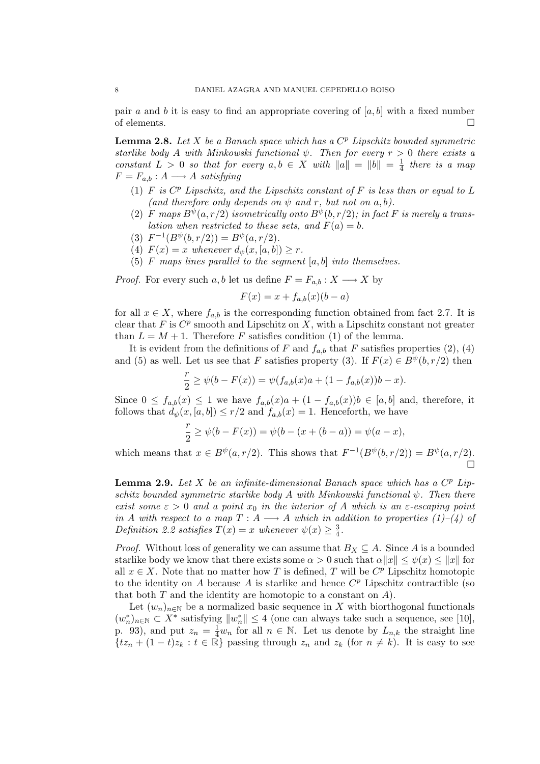pair $a$ and $b$ it is easy to find an appropriate covering of $[a, b]$ with a fixed number of elements. $\square$

**Lemma 2.8.** *Let $X$ be a Banach space which has a $C^p$ Lipschitz bounded symmetric starlike body $A$ with Minkowski functional $\psi$. Then for every $r > 0$ there exists a constant $L > 0$ so that for every $a, b \in X$ with $\|a\| = \|b\| = \frac{1}{4}$ there is a map $F = F_{a,b} : A \longrightarrow A$ satisfying*

1. *$F$ is $C^p$ Lipschitz, and the Lipschitz constant of $F$ is less than or equal to $L$ (and therefore only depends on $\psi$ and $r$, but not on $a, b$).*
2. *$F$ maps $B^{\psi}(a, r/2)$ isometrically onto $B^{\psi}(b, r/2)$; in fact $F$ is merely a translation when restricted to these sets, and $F(a) = b$.*
3. *$F^{-1}(B^{\psi}(b, r/2)) = B^{\psi}(a, r/2)$.*
4. *$F(x) = x$ whenever $d_{\psi}(x, [a, b]) \geq r$.*
5. *$F$ maps lines parallel to the segment $[a, b]$ into themselves.*

*Proof.* For every such $a, b$ let us define $F = F_{a,b} : X \longrightarrow X$ by

$$F(x) = x + f_{a,b}(x)(b - a)$$

for all $x \in X$, where $f_{a,b}$ is the corresponding function obtained from fact 2.7. It is clear that $F$ is $C^p$ smooth and Lipschitz on $X$, with a Lipschitz constant not greater than $L = M + 1$. Therefore $F$ satisfies condition (1) of the lemma.

It is evident from the definitions of $F$ and $f_{a,b}$ that $F$ satisfies properties (2), (4) and (5) as well. Let us see that $F$ satisfies property (3). If $F(x) \in B^{\psi}(b, r/2)$ then

$$\frac{r}{2} \geq \psi(b - F(x)) = \psi(f_{a,b}(x)a + (1 - f_{a,b}(x))b - x).$$

Since $0 \leq f_{a,b}(x) \leq 1$ we have $f_{a,b}(x)a + (1 - f_{a,b}(x))b \in [a, b]$ and, therefore, it follows that $d_{\psi}(x, [a, b]) \leq r/2$ and $f_{a,b}(x) = 1$. Henceforth, we have

$$\frac{r}{2} \geq \psi(b - F(x)) = \psi(b - (x + (b - a)) = \psi(a - x),$$

which means that $x \in B^{\psi}(a, r/2)$. This shows that $F^{-1}(B^{\psi}(b, r/2)) = B^{\psi}(a, r/2)$. $\square$

**Lemma 2.9.** *Let $X$ be an infinite-dimensional Banach space which has a $C^p$ Lipschitz bounded symmetric starlike body $A$ with Minkowski functional $\psi$. Then there exist some $\varepsilon > 0$ and a point $x_0$ in the interior of $A$ which is an $\varepsilon$-escaping point in $A$ with respect to a map $T : A \longrightarrow A$ which in addition to properties (1)–(4) of Definition 2.2 satisfies $T(x) = x$ whenever $\psi(x) \geq \frac{3}{4}$.*

*Proof.* Without loss of generality we can assume that $B_X \subseteq A$. Since $A$ is a bounded starlike body we know that there exists some $\alpha > 0$ such that $\alpha\|x\| \leq \psi(x) \leq \|x\|$ for all $x \in X$. Note that no matter how $T$ is defined, $T$ will be $C^p$ Lipschitz homotopic to the identity on $A$ because $A$ is starlike and hence $C^p$ Lipschitz contractible (so that both $T$ and the identity are homotopic to a constant on $A$).

Let $(w_n)_{n \in \mathbb{N}}$ be a normalized basic sequence in $X$ with biorthogonal functionals $(w_n^*)_{n \in \mathbb{N}} \subset X^*$ satisfying $\|w_n^*\| \leq 4$ (one can always take such a sequence, see [10], p. 93), and put $z_n = \frac{1}{4}w_n$ for all $n \in \mathbb{N}$. Let us denote by $L_{n,k}$ the straight line $\{tz_n + (1 - t)z_k : t \in \mathbb{R}\}$ passing through $z_n$ and $z_k$ (for $n \neq k$). It is easy to see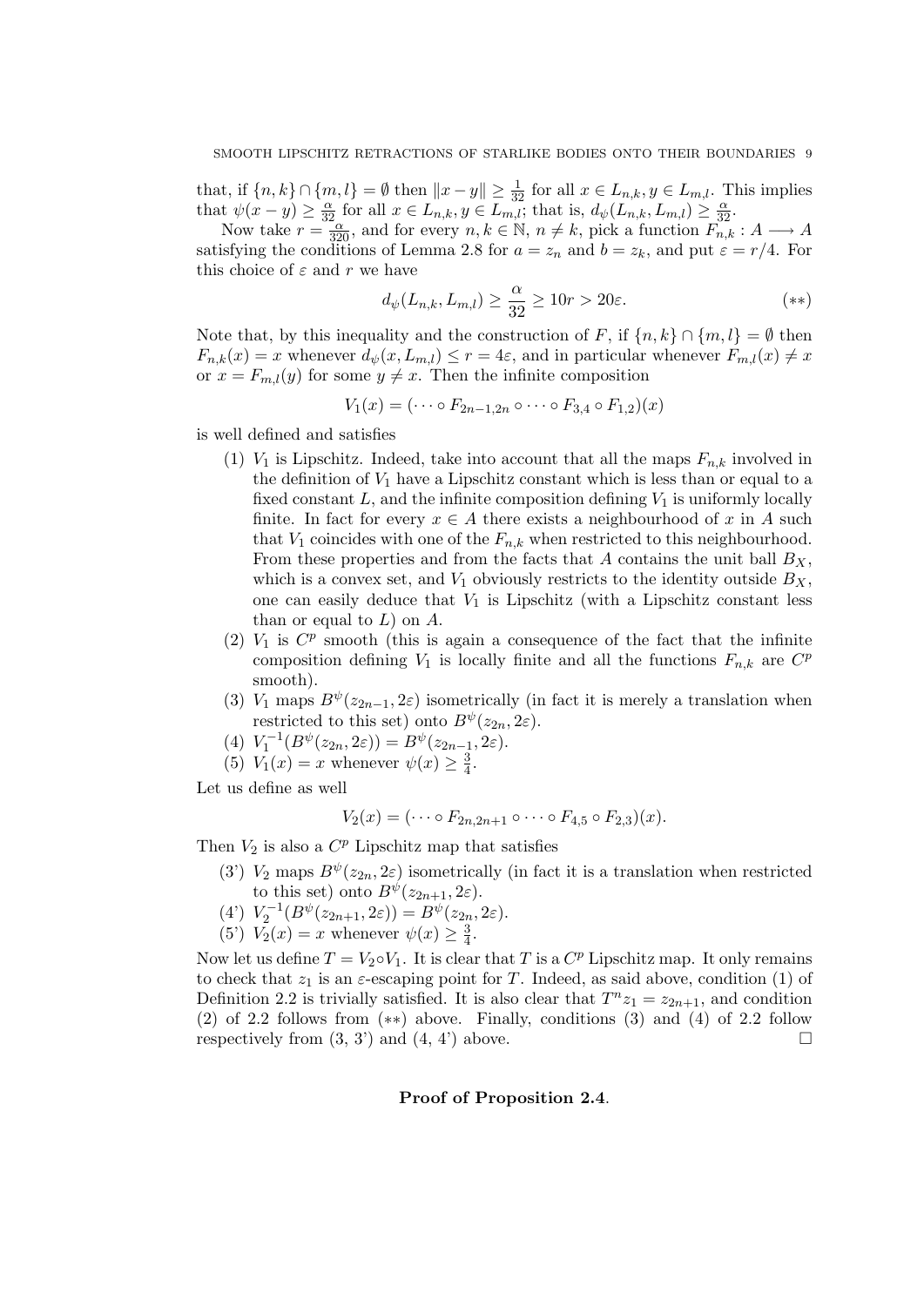that, if $\{n,k\} \cap \{m,l\} = \emptyset$ then $\|x-y\| \geq \frac{1}{32}$ for all $x \in L_{n,k}, y \in L_{m,l}$. This implies that $\psi(x-y) \geq \frac{\alpha}{32}$ for all $x \in L_{n,k}, y \in L_{m,l}$; that is, $d_\psi(L_{n,k}, L_{m,l}) \geq \frac{\alpha}{32}$.

Now take $r = \frac{\alpha}{320}$, and for every $n,k \in \mathbb{N}$, $n \neq k$, pick a function $F_{n,k} : A \longrightarrow A$ satisfying the conditions of Lemma 2.8 for $a = z_n$ and $b = z_k$, and put $\varepsilon = r/4$. For this choice of $\varepsilon$ and $r$ we have

$$d_\psi(L_{n,k}, L_{m,l}) \geq \frac{\alpha}{32} \geq 10r > 20\varepsilon. \tag{$**$}$$

Note that, by this inequality and the construction of $F$, if $\{n,k\} \cap \{m,l\} = \emptyset$ then $F_{n,k}(x) = x$ whenever $d_\psi(x, L_{m,l}) \leq r = 4\varepsilon$, and in particular whenever $F_{m,l}(x) \neq x$ or $x = F_{m,l}(y)$ for some $y \neq x$. Then the infinite composition

$$V_1(x) = (\cdots \circ F_{2n-1,2n} \circ \cdots \circ F_{3,4} \circ F_{1,2})(x)$$

is well defined and satisfies

1. $V_1$ is Lipschitz. Indeed, take into account that all the maps $F_{n,k}$ involved in the definition of $V_1$ have a Lipschitz constant which is less than or equal to a fixed constant $L$, and the infinite composition defining $V_1$ is uniformly locally finite. In fact for every $x \in A$ there exists a neighbourhood of $x$ in $A$ such that $V_1$ coincides with one of the $F_{n,k}$ when restricted to this neighbourhood. From these properties and from the facts that $A$ contains the unit ball $B_X$, which is a convex set, and $V_1$ obviously restricts to the identity outside $B_X$, one can easily deduce that $V_1$ is Lipschitz (with a Lipschitz constant less than or equal to $L$) on $A$.
2. $V_1$ is $C^p$ smooth (this is again a consequence of the fact that the infinite composition defining $V_1$ is locally finite and all the functions $F_{n,k}$ are $C^p$ smooth).
3. $V_1$ maps $B^\psi(z_{2n-1}, 2\varepsilon)$ isometrically (in fact it is merely a translation when restricted to this set) onto $B^\psi(z_{2n}, 2\varepsilon)$.
4. $V_1^{-1}(B^\psi(z_{2n}, 2\varepsilon)) = B^\psi(z_{2n-1}, 2\varepsilon)$.
5. $V_1(x) = x$ whenever $\psi(x) \geq \frac{3}{4}$.

Let us define as well

$$V_2(x) = (\cdots \circ F_{2n,2n+1} \circ \cdots \circ F_{4,5} \circ F_{2,3})(x).$$

Then $V_2$ is also a $C^p$ Lipschitz map that satisfies

(3') $V_2$ maps $B^\psi(z_{2n}, 2\varepsilon)$ isometrically (in fact it is a translation when restricted to this set) onto $B^\psi(z_{2n+1}, 2\varepsilon)$.

(4') $V_2^{-1}(B^\psi(z_{2n+1}, 2\varepsilon)) = B^\psi(z_{2n}, 2\varepsilon)$.

(5') $V_2(x) = x$ whenever $\psi(x) \geq \frac{3}{4}$.

Now let us define $T = V_2 \circ V_1$. It is clear that $T$ is a $C^p$ Lipschitz map. It only remains to check that $z_1$ is an $\varepsilon$-escaping point for $T$. Indeed, as said above, condition (1) of Definition 2.2 is trivially satisfied. It is also clear that $T^n z_1 = z_{2n+1}$, and condition (2) of 2.2 follows from ($**$) above. Finally, conditions (3) and (4) of 2.2 follow respectively from (3, 3') and (4, 4') above. □

**Proof of Proposition 2.4**.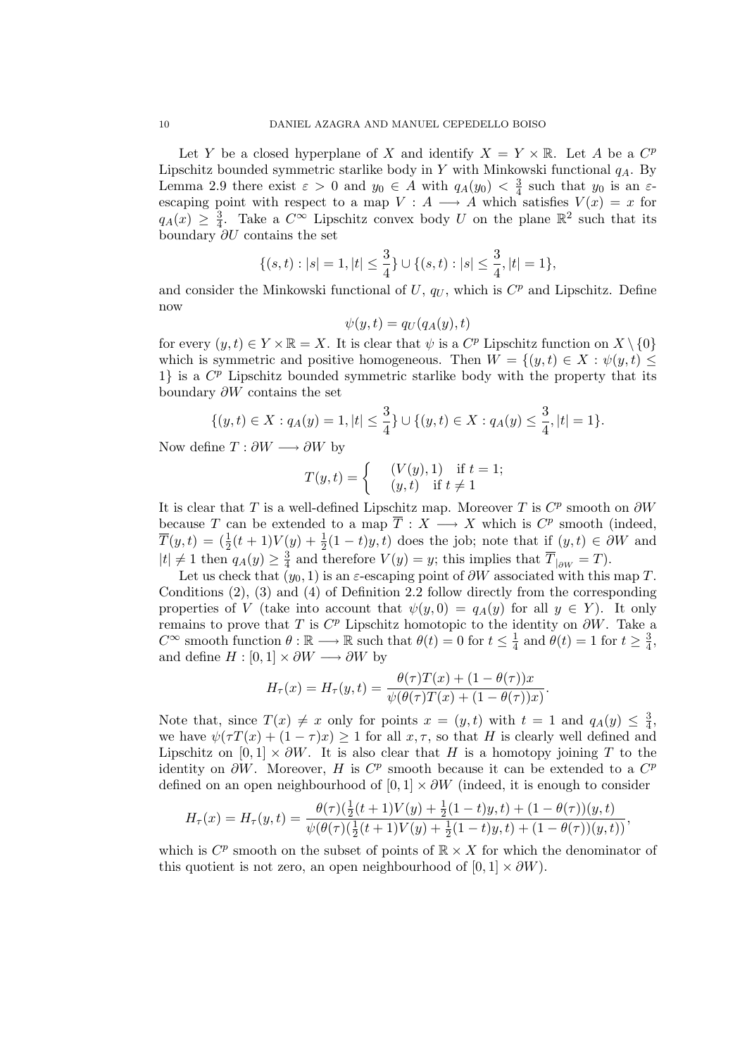Let $Y$ be a closed hyperplane of $X$ and identify $X = Y \times \mathbb{R}$. Let $A$ be a $C^p$ Lipschitz bounded symmetric starlike body in $Y$ with Minkowski functional $q_A$. By Lemma 2.9 there exist $\varepsilon > 0$ and $y_0 \in A$ with $q_A(y_0) < \frac{3}{4}$ such that $y_0$ is an $\varepsilon$-escaping point with respect to a map $V : A \longrightarrow A$ which satisfies $V(x) = x$ for $q_A(x) \geq \frac{3}{4}$. Take a $C^\infty$ Lipschitz convex body $U$ on the plane $\mathbb{R}^2$ such that its boundary $\partial U$ contains the set

$$\{(s,t) : |s| = 1, |t| \leq \frac{3}{4}\} \cup \{(s,t) : |s| \leq \frac{3}{4}, |t| = 1\},$$

and consider the Minkowski functional of $U$, $q_U$, which is $C^p$ and Lipschitz. Define now

$$\psi(y,t) = q_U(q_A(y), t)$$

for every $(y,t) \in Y \times \mathbb{R} = X$. It is clear that $\psi$ is a $C^p$ Lipschitz function on $X \setminus \{0\}$ which is symmetric and positive homogeneous. Then $W = \{(y,t) \in X : \psi(y,t) \leq 1\}$ is a $C^p$ Lipschitz bounded symmetric starlike body with the property that its boundary $\partial W$ contains the set

$$\{(y,t) \in X : q_A(y) = 1, |t| \leq \frac{3}{4}\} \cup \{(y,t) \in X : q_A(y) \leq \frac{3}{4}, |t| = 1\}.$$

Now define $T : \partial W \longrightarrow \partial W$ by

$$T(y,t) = \begin{cases} (V(y), 1) & \text{if } t = 1; \\ (y,t) & \text{if } t \neq 1 \end{cases}$$

It is clear that $T$ is a well-defined Lipschitz map. Moreover $T$ is $C^p$ smooth on $\partial W$ because $T$ can be extended to a map $\overline{T} : X \longrightarrow X$ which is $C^p$ smooth (indeed, $\overline{T}(y,t) = (\frac{1}{2}(t+1)V(y) + \frac{1}{2}(1-t)y, t)$ does the job; note that if $(y,t) \in \partial W$ and $|t| \neq 1$ then $q_A(y) \geq \frac{3}{4}$ and therefore $V(y) = y$; this implies that $\overline{T}_{|\partial W} = T$).

Let us check that $(y_0, 1)$ is an $\varepsilon$-escaping point of $\partial W$ associated with this map $T$. Conditions (2), (3) and (4) of Definition 2.2 follow directly from the corresponding properties of $V$ (take into account that $\psi(y,0) = q_A(y)$ for all $y \in Y$). It only remains to prove that $T$ is $C^p$ Lipschitz homotopic to the identity on $\partial W$. Take a $C^\infty$ smooth function $\theta : \mathbb{R} \longrightarrow \mathbb{R}$ such that $\theta(t) = 0$ for $t \leq \frac{1}{4}$ and $\theta(t) = 1$ for $t \geq \frac{3}{4}$, and define $H : [0,1] \times \partial W \longrightarrow \partial W$ by

$$H_\tau(x) = H_\tau(y,t) = \frac{\theta(\tau)T(x) + (1-\theta(\tau))x}{\psi(\theta(\tau)T(x) + (1-\theta(\tau))x)}.$$

Note that, since $T(x) \neq x$ only for points $x = (y,t)$ with $t = 1$ and $q_A(y) \leq \frac{3}{4}$, we have $\psi(\tau T(x) + (1-\tau)x) \geq 1$ for all $x, \tau$, so that $H$ is clearly well defined and Lipschitz on $[0,1] \times \partial W$. It is also clear that $H$ is a homotopy joining $T$ to the identity on $\partial W$. Moreover, $H$ is $C^p$ smooth because it can be extended to a $C^p$ defined on an open neighbourhood of $[0,1] \times \partial W$ (indeed, it is enough to consider

$$H_\tau(x) = H_\tau(y,t) = \frac{\theta(\tau)(\frac{1}{2}(t+1)V(y) + \frac{1}{2}(1-t)y, t) + (1-\theta(\tau))(y,t)}{\psi(\theta(\tau)(\frac{1}{2}(t+1)V(y) + \frac{1}{2}(1-t)y, t) + (1-\theta(\tau))(y,t))},$$

which is $C^p$ smooth on the subset of points of $\mathbb{R} \times X$ for which the denominator of this quotient is not zero, an open neighbourhood of $[0,1] \times \partial W$).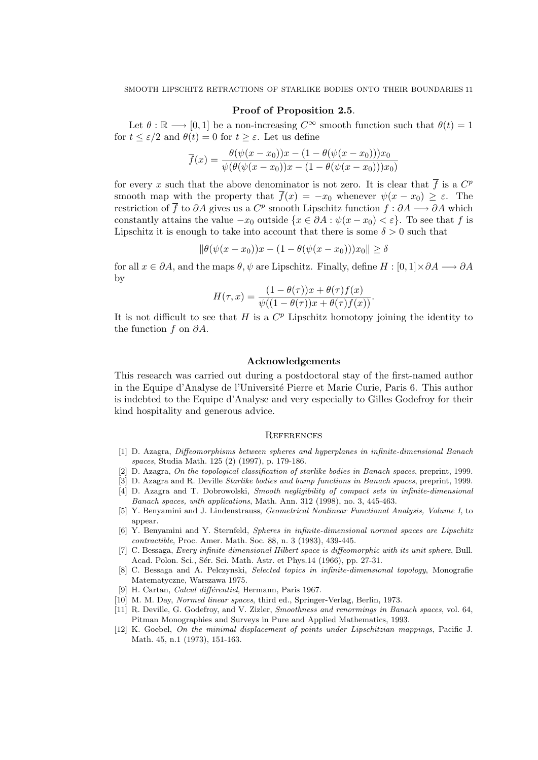### Proof of Proposition 2.5.

Let $\theta : \mathbb{R} \longrightarrow [0,1]$ be a non-increasing $C^\infty$ smooth function such that $\theta(t) = 1$ for $t \leq \varepsilon/2$ and $\theta(t) = 0$ for $t \geq \varepsilon$. Let us define

$$\overline{f}(x) = \frac{\theta(\psi(x-x_0))x - (1-\theta(\psi(x-x_0)))x_0}{\psi(\theta(\psi(x-x_0))x - (1-\theta(\psi(x-x_0)))x_0)}$$

for every $x$ such that the above denominator is not zero. It is clear that $\overline{f}$ is a $C^p$ smooth map with the property that $\overline{f}(x) = -x_0$ whenever $\psi(x - x_0) \geq \varepsilon$. The restriction of $\overline{f}$ to $\partial A$ gives us a $C^p$ smooth Lipschitz function $f : \partial A \longrightarrow \partial A$ which constantly attains the value $-x_0$ outside $\{x \in \partial A : \psi(x - x_0) < \varepsilon\}$. To see that $f$ is Lipschitz it is enough to take into account that there is some $\delta > 0$ such that

$$\|\theta(\psi(x-x_0))x - (1-\theta(\psi(x-x_0)))x_0\| \geq \delta$$

for all $x \in \partial A$, and the maps $\theta, \psi$ are Lipschitz. Finally, define $H : [0,1]\times\partial A \longrightarrow \partial A$ by

$$H(\tau, x) = \frac{(1-\theta(\tau))x + \theta(\tau)f(x)}{\psi((1-\theta(\tau))x + \theta(\tau)f(x))}.$$

It is not difficult to see that $H$ is a $C^p$ Lipschitz homotopy joining the identity to the function $f$ on $\partial A$.

### Acknowledgements

This research was carried out during a postdoctoral stay of the first-named author in the Equipe d'Analyse de l'Université Pierre et Marie Curie, Paris 6. This author is indebted to the Equipe d'Analyse and very especially to Gilles Godefroy for their kind hospitality and generous advice.

## References

[1] D. Azagra, *Diffeomorphisms between spheres and hyperplanes in infinite-dimensional Banach spaces*, Studia Math. 125 (2) (1997), p. 179-186.

[2] D. Azagra, *On the topological classification of starlike bodies in Banach spaces*, preprint, 1999.

[3] D. Azagra and R. Deville *Starlike bodies and bump functions in Banach spaces*, preprint, 1999.

[4] D. Azagra and T. Dobrowolski, *Smooth negligibility of compact sets in infinite-dimensional Banach spaces, with applications*, Math. Ann. 312 (1998), no. 3, 445-463.

[5] Y. Benyamini and J. Lindenstrauss, *Geometrical Nonlinear Functional Analysis, Volume I*, to appear.

[6] Y. Benyamini and Y. Sternfeld, *Spheres in infinite-dimensional normed spaces are Lipschitz contractible*, Proc. Amer. Math. Soc. 88, n. 3 (1983), 439-445.

[7] C. Bessaga, *Every infinite-dimensional Hilbert space is diffeomorphic with its unit sphere*, Bull. Acad. Polon. Sci., Sér. Sci. Math. Astr. et Phys.14 (1966), pp. 27-31.

[8] C. Bessaga and A. Pelczynski, *Selected topics in infinite-dimensional topology*, Monografie Matematyczne, Warszawa 1975.

[9] H. Cartan, *Calcul différentiel*, Hermann, Paris 1967.

[10] M. M. Day, *Normed linear spaces*, third ed., Springer-Verlag, Berlin, 1973.

[11] R. Deville, G. Godefroy, and V. Zizler, *Smoothness and renormings in Banach spaces*, vol. 64, Pitman Monographies and Surveys in Pure and Applied Mathematics, 1993.

[12] K. Goebel, *On the minimal displacement of points under Lipschitzian mappings*, Pacific J. Math. 45, n.1 (1973), 151-163.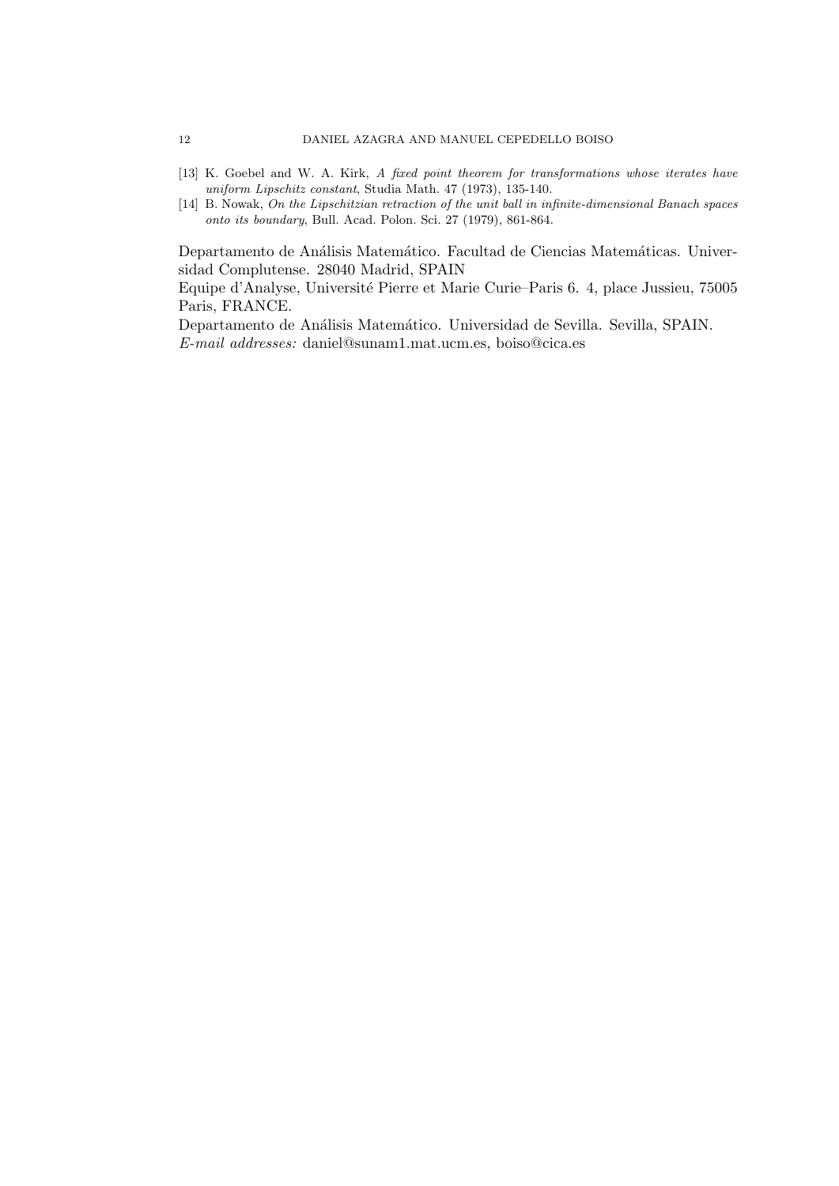[13] K. Goebel and W. A. Kirk, *A fixed point theorem for transformations whose iterates have uniform Lipschitz constant*, Studia Math. 47 (1973), 135-140.

[14] B. Nowak, *On the Lipschitzian retraction of the unit ball in infinite-dimensional Banach spaces onto its boundary*, Bull. Acad. Polon. Sci. 27 (1979), 861-864.

Departamento de Análisis Matemático. Facultad de Ciencias Matemáticas. Universidad Complutense. 28040 Madrid, SPAIN

Equipe d'Analyse, Université Pierre et Marie Curie–Paris 6. 4, place Jussieu, 75005 Paris, FRANCE.

Departamento de Análisis Matemático. Universidad de Sevilla. Sevilla, SPAIN.

*E-mail addresses:* daniel@sunam1.mat.ucm.es, boiso@cica.es